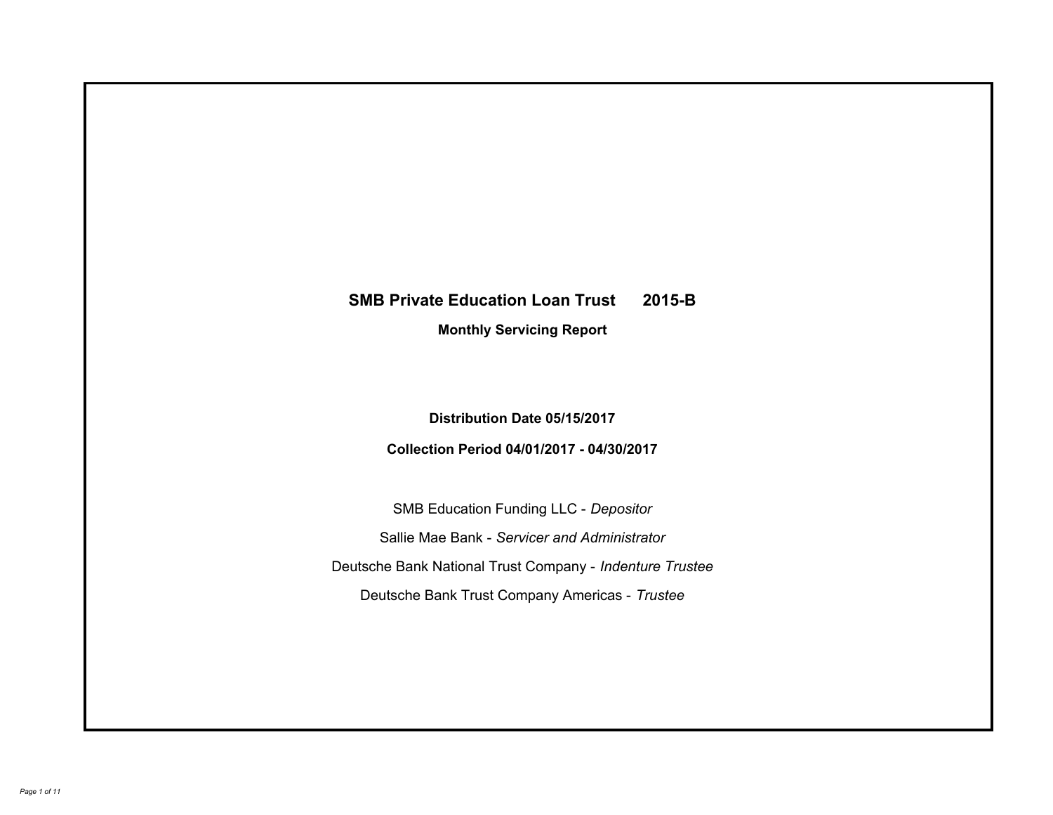# SMB Private Education Loan Trust 2015-B

## Monthly Servicing Report

**Distribution Date 05/15/2017**

**Collection Period 04/01/2017 - 04/30/2017**

SMB Education Funding LLC - *Depositor*

Sallie Mae Bank - *Servicer and Administrator*

Deutsche Bank National Trust Company - *Indenture Trustee*

Deutsche Bank Trust Company Americas - *Trustee*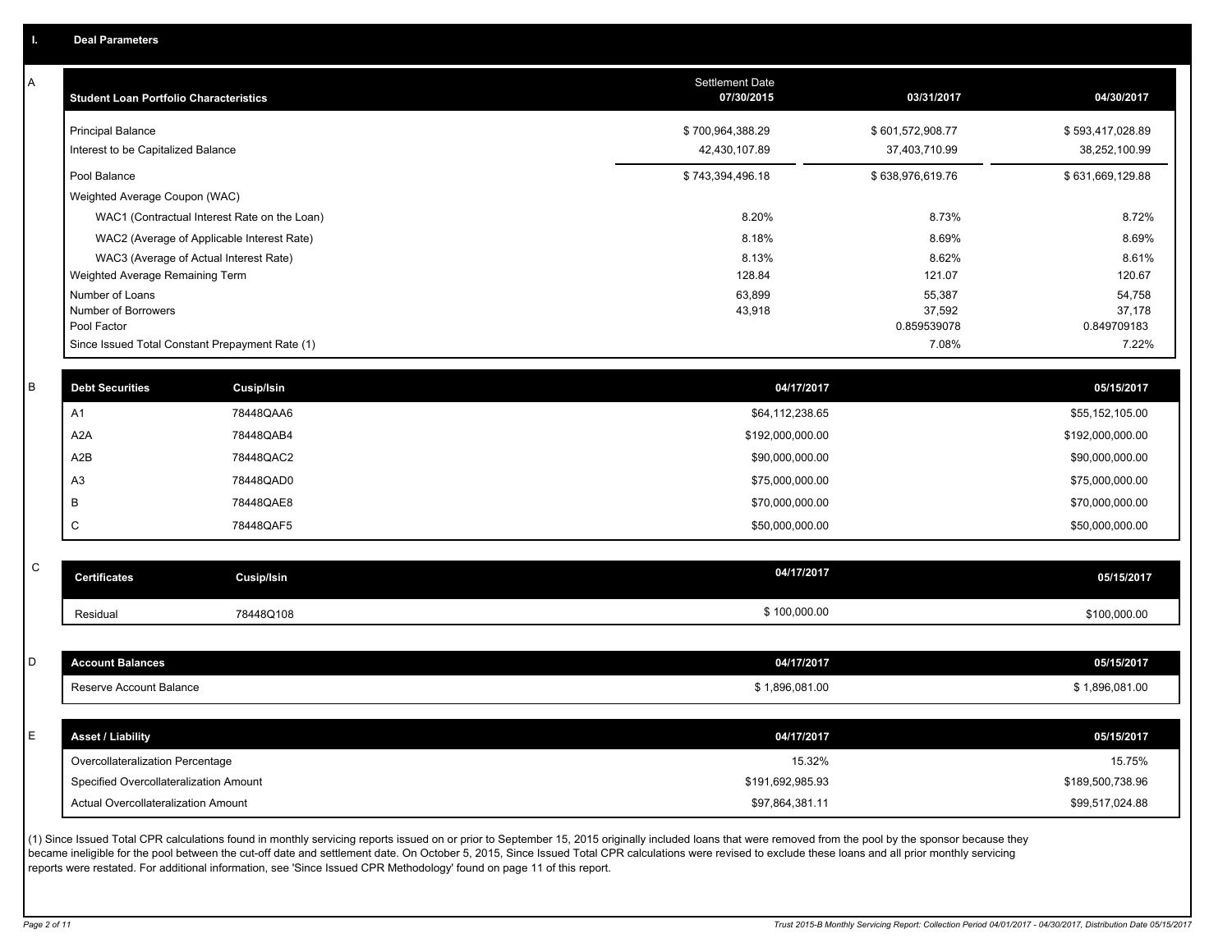# I. Deal Parameters

## A

| Student Loan Portfolio Characteristics | Settlement Date 07/30/2015 | 03/31/2017 | 04/30/2017 |
|---|---|---|---|
| Principal Balance | $ 700,964,388.29 | $ 601,572,908.77 | $ 593,417,028.89 |
| Interest to be Capitalized Balance | 42,430,107.89 | 37,403,710.99 | 38,252,100.99 |
| Pool Balance | $ 743,394,496.18 | $ 638,976,619.76 | $ 631,669,129.88 |
| Weighted Average Coupon (WAC) | | | |
| WAC1 (Contractual Interest Rate on the Loan) | 8.20% | 8.73% | 8.72% |
| WAC2 (Average of Applicable Interest Rate) | 8.18% | 8.69% | 8.69% |
| WAC3 (Average of Actual Interest Rate) | 8.13% | 8.62% | 8.61% |
| Weighted Average Remaining Term | 128.84 | 121.07 | 120.67 |
| Number of Loans | 63,899 | 55,387 | 54,758 |
| Number of Borrowers | 43,918 | 37,592 | 37,178 |
| Pool Factor | | 0.859539078 | 0.849709183 |
| Since Issued Total Constant Prepayment Rate (1) | | 7.08% | 7.22% |

## B

| Debt Securities | Cusip/Isin | 04/17/2017 | 05/15/2017 |
|---|---|---|---|
| A1 | 78448QAA6 | $64,112,238.65 | $55,152,105.00 |
| A2A | 78448QAB4 | $192,000,000.00 | $192,000,000.00 |
| A2B | 78448QAC2 | $90,000,000.00 | $90,000,000.00 |
| A3 | 78448QAD0 | $75,000,000.00 | $75,000,000.00 |
| B | 78448QAE8 | $70,000,000.00 | $70,000,000.00 |
| C | 78448QAF5 | $50,000,000.00 | $50,000,000.00 |

## C

| Certificates | Cusip/Isin | 04/17/2017 | 05/15/2017 |
|---|---|---|---|
| Residual | 78448Q108 | $ 100,000.00 | $100,000.00 |

## D

| Account Balances | 04/17/2017 | 05/15/2017 |
|---|---|---|
| Reserve Account Balance | $ 1,896,081.00 | $ 1,896,081.00 |

## E

| Asset / Liability | 04/17/2017 | 05/15/2017 |
|---|---|---|
| Overcollateralization Percentage | 15.32% | 15.75% |
| Specified Overcollateralization Amount | $191,692,985.93 | $189,500,738.96 |
| Actual Overcollateralization Amount | $97,864,381.11 | $99,517,024.88 |

(1) Since Issued Total CPR calculations found in monthly servicing reports issued on or prior to September 15, 2015 originally included loans that were removed from the pool by the sponsor because they became ineligible for the pool between the cut-off date and settlement date. On October 5, 2015, Since Issued Total CPR calculations were revised to exclude these loans and all prior monthly servicing reports were restated. For additional information, see 'Since Issued CPR Methodology' found on page 11 of this report.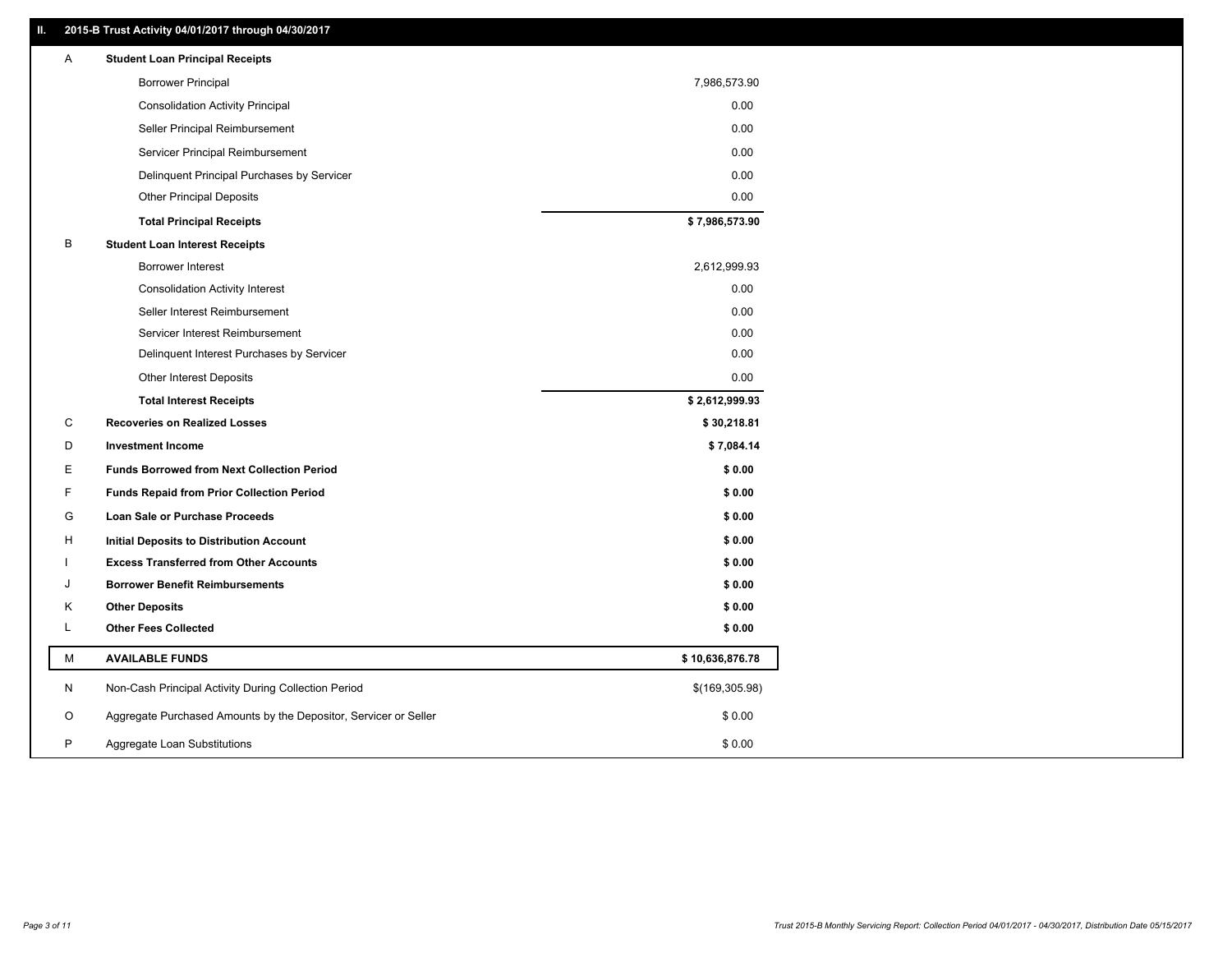## II. 2015-B Trust Activity 04/01/2017 through 04/30/2017

| | | |
|---|---|---|
| A | **Student Loan Principal Receipts** | |
| | Borrower Principal | 7,986,573.90 |
| | Consolidation Activity Principal | 0.00 |
| | Seller Principal Reimbursement | 0.00 |
| | Servicer Principal Reimbursement | 0.00 |
| | Delinquent Principal Purchases by Servicer | 0.00 |
| | Other Principal Deposits | 0.00 |
| | **Total Principal Receipts** | **$ 7,986,573.90** |
| B | **Student Loan Interest Receipts** | |
| | Borrower Interest | 2,612,999.93 |
| | Consolidation Activity Interest | 0.00 |
| | Seller Interest Reimbursement | 0.00 |
| | Servicer Interest Reimbursement | 0.00 |
| | Delinquent Interest Purchases by Servicer | 0.00 |
| | Other Interest Deposits | 0.00 |
| | **Total Interest Receipts** | **$ 2,612,999.93** |
| C | **Recoveries on Realized Losses** | **$ 30,218.81** |
| D | **Investment Income** | **$ 7,084.14** |
| E | **Funds Borrowed from Next Collection Period** | **$ 0.00** |
| F | **Funds Repaid from Prior Collection Period** | **$ 0.00** |
| G | **Loan Sale or Purchase Proceeds** | **$ 0.00** |
| H | **Initial Deposits to Distribution Account** | **$ 0.00** |
| I | **Excess Transferred from Other Accounts** | **$ 0.00** |
| J | **Borrower Benefit Reimbursements** | **$ 0.00** |
| K | **Other Deposits** | **$ 0.00** |
| L | **Other Fees Collected** | **$ 0.00** |
| M | **AVAILABLE FUNDS** | **$ 10,636,876.78** |
| N | Non-Cash Principal Activity During Collection Period | $(169,305.98) |
| O | Aggregate Purchased Amounts by the Depositor, Servicer or Seller | $ 0.00 |
| P | Aggregate Loan Substitutions | $ 0.00 |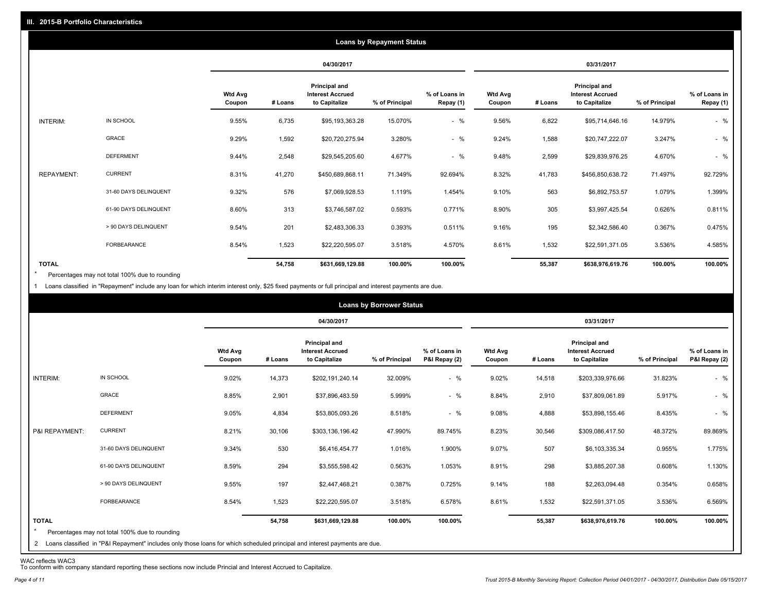## III. 2015-B Portfolio Characteristics

### Loans by Repayment Status

| | | 04/30/2017 | | | | | 03/31/2017 | | | | |
|---|---|---|---|---|---|---|---|---|---|---|---|
| | | Wtd Avg Coupon | # Loans | Principal and Interest Accrued to Capitalize | % of Principal | % of Loans in Repay (1) | Wtd Avg Coupon | # Loans | Principal and Interest Accrued to Capitalize | % of Principal | % of Loans in Repay (1) |
| INTERIM: | IN SCHOOL | 9.55% | 6,735 | $95,193,363.28 | 15.070% | - % | 9.56% | 6,822 | $95,714,646.16 | 14.979% | - % |
| | GRACE | 9.29% | 1,592 | $20,720,275.94 | 3.280% | - % | 9.24% | 1,588 | $20,747,222.07 | 3.247% | - % |
| | DEFERMENT | 9.44% | 2,548 | $29,545,205.60 | 4.677% | - % | 9.48% | 2,599 | $29,839,976.25 | 4.670% | - % |
| REPAYMENT: | CURRENT | 8.31% | 41,270 | $450,689,868.11 | 71.349% | 92.694% | 8.32% | 41,783 | $456,850,638.72 | 71.497% | 92.729% |
| | 31-60 DAYS DELINQUENT | 9.32% | 576 | $7,069,928.53 | 1.119% | 1.454% | 9.10% | 563 | $6,892,753.57 | 1.079% | 1.399% |
| | 61-90 DAYS DELINQUENT | 8.60% | 313 | $3,746,587.02 | 0.593% | 0.771% | 8.90% | 305 | $3,997,425.54 | 0.626% | 0.811% |
| | > 90 DAYS DELINQUENT | 9.54% | 201 | $2,483,306.33 | 0.393% | 0.511% | 9.16% | 195 | $2,342,586.40 | 0.367% | 0.475% |
| | FORBEARANCE | 8.54% | 1,523 | $22,220,595.07 | 3.518% | 4.570% | 8.61% | 1,532 | $22,591,371.05 | 3.536% | 4.585% |
| **TOTAL** | | | **54,758** | **$631,669,129.88** | **100.00%** | **100.00%** | | **55,387** | **$638,976,619.76** | **100.00%** | **100.00%** |

\* Percentages may not total 100% due to rounding

1 Loans classified in "Repayment" include any loan for which interim interest only, $25 fixed payments or full principal and interest payments are due.

### Loans by Borrower Status

| | | 04/30/2017 | | | | | 03/31/2017 | | | | |
|---|---|---|---|---|---|---|---|---|---|---|---|
| | | Wtd Avg Coupon | # Loans | Principal and Interest Accrued to Capitalize | % of Principal | % of Loans in P&I Repay (2) | Wtd Avg Coupon | # Loans | Principal and Interest Accrued to Capitalize | % of Principal | % of Loans in P&I Repay (2) |
| INTERIM: | IN SCHOOL | 9.02% | 14,373 | $202,191,240.14 | 32.009% | - % | 9.02% | 14,518 | $203,339,976.66 | 31.823% | - % |
| | GRACE | 8.85% | 2,901 | $37,896,483.59 | 5.999% | - % | 8.84% | 2,910 | $37,809,061.89 | 5.917% | - % |
| | DEFERMENT | 9.05% | 4,834 | $53,805,093.26 | 8.518% | - % | 9.08% | 4,888 | $53,898,155.46 | 8.435% | - % |
| P&I REPAYMENT: | CURRENT | 8.21% | 30,106 | $303,136,196.42 | 47.990% | 89.745% | 8.23% | 30,546 | $309,086,417.50 | 48.372% | 89.869% |
| | 31-60 DAYS DELINQUENT | 9.34% | 530 | $6,416,454.77 | 1.016% | 1.900% | 9.07% | 507 | $6,103,335.34 | 0.955% | 1.775% |
| | 61-90 DAYS DELINQUENT | 8.59% | 294 | $3,555,598.42 | 0.563% | 1.053% | 8.91% | 298 | $3,885,207.38 | 0.608% | 1.130% |
| | > 90 DAYS DELINQUENT | 9.55% | 197 | $2,447,468.21 | 0.387% | 0.725% | 9.14% | 188 | $2,263,094.48 | 0.354% | 0.658% |
| | FORBEARANCE | 8.54% | 1,523 | $22,220,595.07 | 3.518% | 6.578% | 8.61% | 1,532 | $22,591,371.05 | 3.536% | 6.569% |
| **TOTAL** | | | **54,758** | **$631,669,129.88** | **100.00%** | **100.00%** | | **55,387** | **$638,976,619.76** | **100.00%** | **100.00%** |

\* Percentages may not total 100% due to rounding

2 Loans classified in "P&I Repayment" includes only those loans for which scheduled principal and interest payments are due.

WAC reflects WAC3

To conform with company standard reporting these sections now include Princial and Interest Accrued to Capitalize.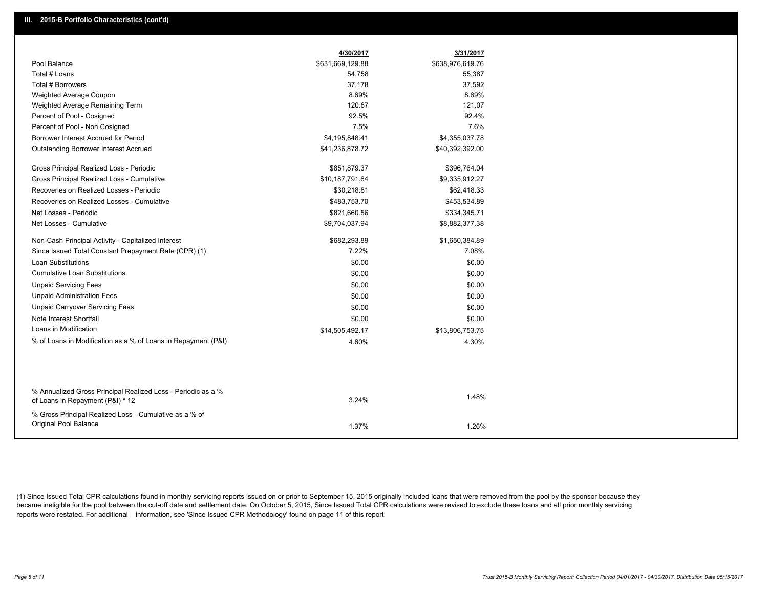## III. 2015-B Portfolio Characteristics (cont'd)

| | 4/30/2017 | 3/31/2017 |
|---|---|---|
| Pool Balance | $631,669,129.88 | $638,976,619.76 |
| Total # Loans | 54,758 | 55,387 |
| Total # Borrowers | 37,178 | 37,592 |
| Weighted Average Coupon | 8.69% | 8.69% |
| Weighted Average Remaining Term | 120.67 | 121.07 |
| Percent of Pool - Cosigned | 92.5% | 92.4% |
| Percent of Pool - Non Cosigned | 7.5% | 7.6% |
| Borrower Interest Accrued for Period | $4,195,848.41 | $4,355,037.78 |
| Outstanding Borrower Interest Accrued | $41,236,878.72 | $40,392,392.00 |
| Gross Principal Realized Loss - Periodic | $851,879.37 | $396,764.04 |
| Gross Principal Realized Loss - Cumulative | $10,187,791.64 | $9,335,912.27 |
| Recoveries on Realized Losses - Periodic | $30,218.81 | $62,418.33 |
| Recoveries on Realized Losses - Cumulative | $483,753.70 | $453,534.89 |
| Net Losses - Periodic | $821,660.56 | $334,345.71 |
| Net Losses - Cumulative | $9,704,037.94 | $8,882,377.38 |
| Non-Cash Principal Activity - Capitalized Interest | $682,293.89 | $1,650,384.89 |
| Since Issued Total Constant Prepayment Rate (CPR) (1) | 7.22% | 7.08% |
| Loan Substitutions | $0.00 | $0.00 |
| Cumulative Loan Substitutions | $0.00 | $0.00 |
| Unpaid Servicing Fees | $0.00 | $0.00 |
| Unpaid Administration Fees | $0.00 | $0.00 |
| Unpaid Carryover Servicing Fees | $0.00 | $0.00 |
| Note Interest Shortfall | $0.00 | $0.00 |
| Loans in Modification | $14,505,492.17 | $13,806,753.75 |
| % of Loans in Modification as a % of Loans in Repayment (P&I) | 4.60% | 4.30% |
| % Annualized Gross Principal Realized Loss - Periodic as a % of Loans in Repayment (P&I) * 12 | 3.24% | 1.48% |
| % Gross Principal Realized Loss - Cumulative as a % of Original Pool Balance | 1.37% | 1.26% |

(1) Since Issued Total CPR calculations found in monthly servicing reports issued on or prior to September 15, 2015 originally included loans that were removed from the pool by the sponsor because they became ineligible for the pool between the cut-off date and settlement date. On October 5, 2015, Since Issued Total CPR calculations were revised to exclude these loans and all prior monthly servicing reports were restated. For additional information, see 'Since Issued CPR Methodology' found on page 11 of this report.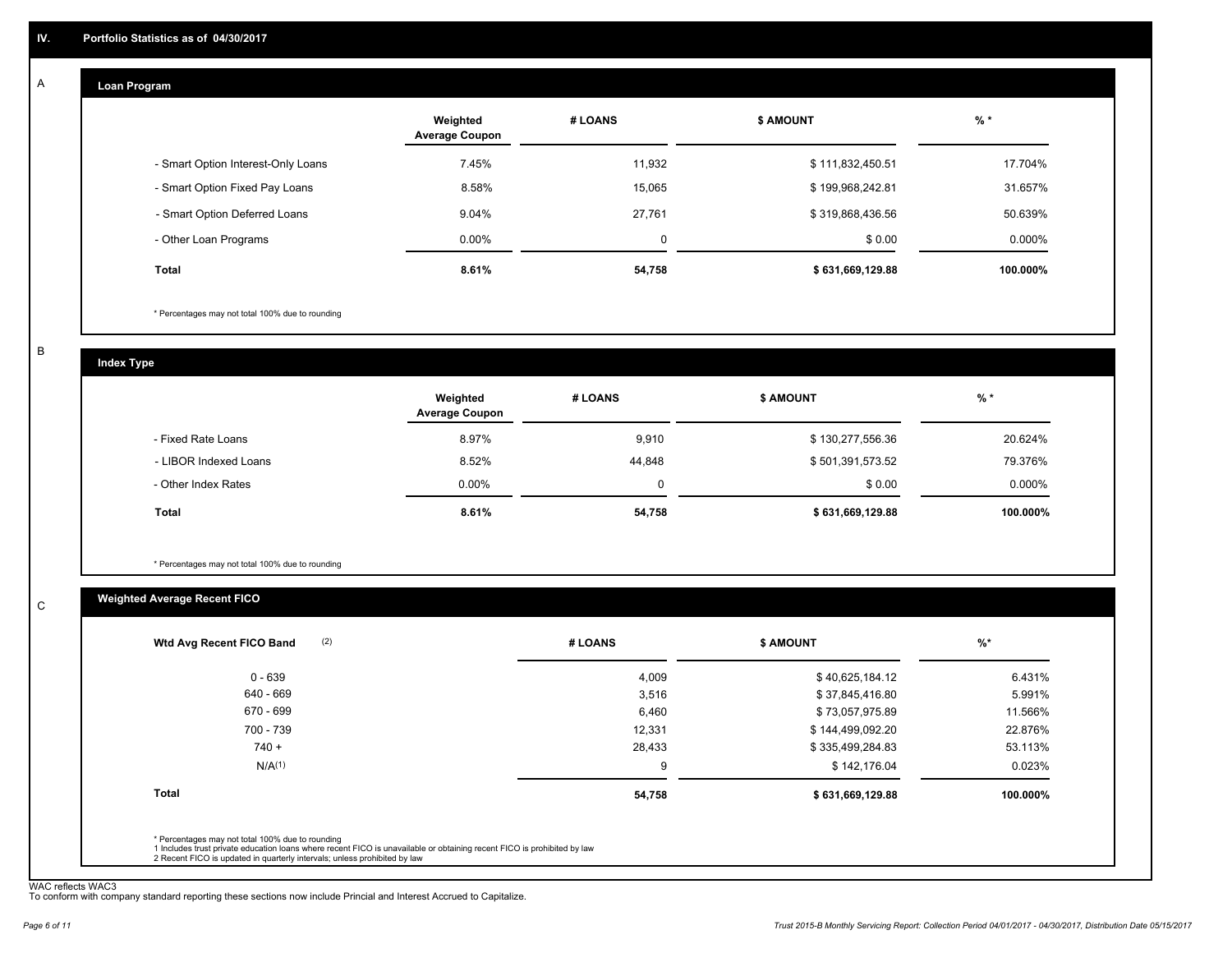## IV. Portfolio Statistics as of 04/30/2017

### A Loan Program

| | Weighted Average Coupon | # LOANS | $ AMOUNT | % * |
|---|---|---|---|---|
| - Smart Option Interest-Only Loans | 7.45% | 11,932 | $ 111,832,450.51 | 17.704% |
| - Smart Option Fixed Pay Loans | 8.58% | 15,065 | $ 199,968,242.81 | 31.657% |
| - Smart Option Deferred Loans | 9.04% | 27,761 | $ 319,868,436.56 | 50.639% |
| - Other Loan Programs | 0.00% | 0 | $ 0.00 | 0.000% |
| **Total** | **8.61%** | **54,758** | **$ 631,669,129.88** | **100.000%** |

* Percentages may not total 100% due to rounding

### B Index Type

| | Weighted Average Coupon | # LOANS | $ AMOUNT | % * |
|---|---|---|---|---|
| - Fixed Rate Loans | 8.97% | 9,910 | $ 130,277,556.36 | 20.624% |
| - LIBOR Indexed Loans | 8.52% | 44,848 | $ 501,391,573.52 | 79.376% |
| - Other Index Rates | 0.00% | 0 | $ 0.00 | 0.000% |
| **Total** | **8.61%** | **54,758** | **$ 631,669,129.88** | **100.000%** |

* Percentages may not total 100% due to rounding

### C Weighted Average Recent FICO

| Wtd Avg Recent FICO Band (2) | # LOANS | $ AMOUNT | %* |
|---|---|---|---|
| 0 - 639 | 4,009 | $ 40,625,184.12 | 6.431% |
| 640 - 669 | 3,516 | $ 37,845,416.80 | 5.991% |
| 670 - 699 | 6,460 | $ 73,057,975.89 | 11.566% |
| 700 - 739 | 12,331 | $ 144,499,092.20 | 22.876% |
| 740 + | 28,433 | $ 335,499,284.83 | 53.113% |
| N/A(1) | 9 | $ 142,176.04 | 0.023% |
| **Total** | **54,758** | **$ 631,669,129.88** | **100.000%** |

* Percentages may not total 100% due to rounding
1 Includes trust private education loans where recent FICO is unavailable or obtaining recent FICO is prohibited by law
2 Recent FICO is updated in quarterly intervals; unless prohibited by law

WAC reflects WAC3
To conform with company standard reporting these sections now include Princial and Interest Accrued to Capitalize.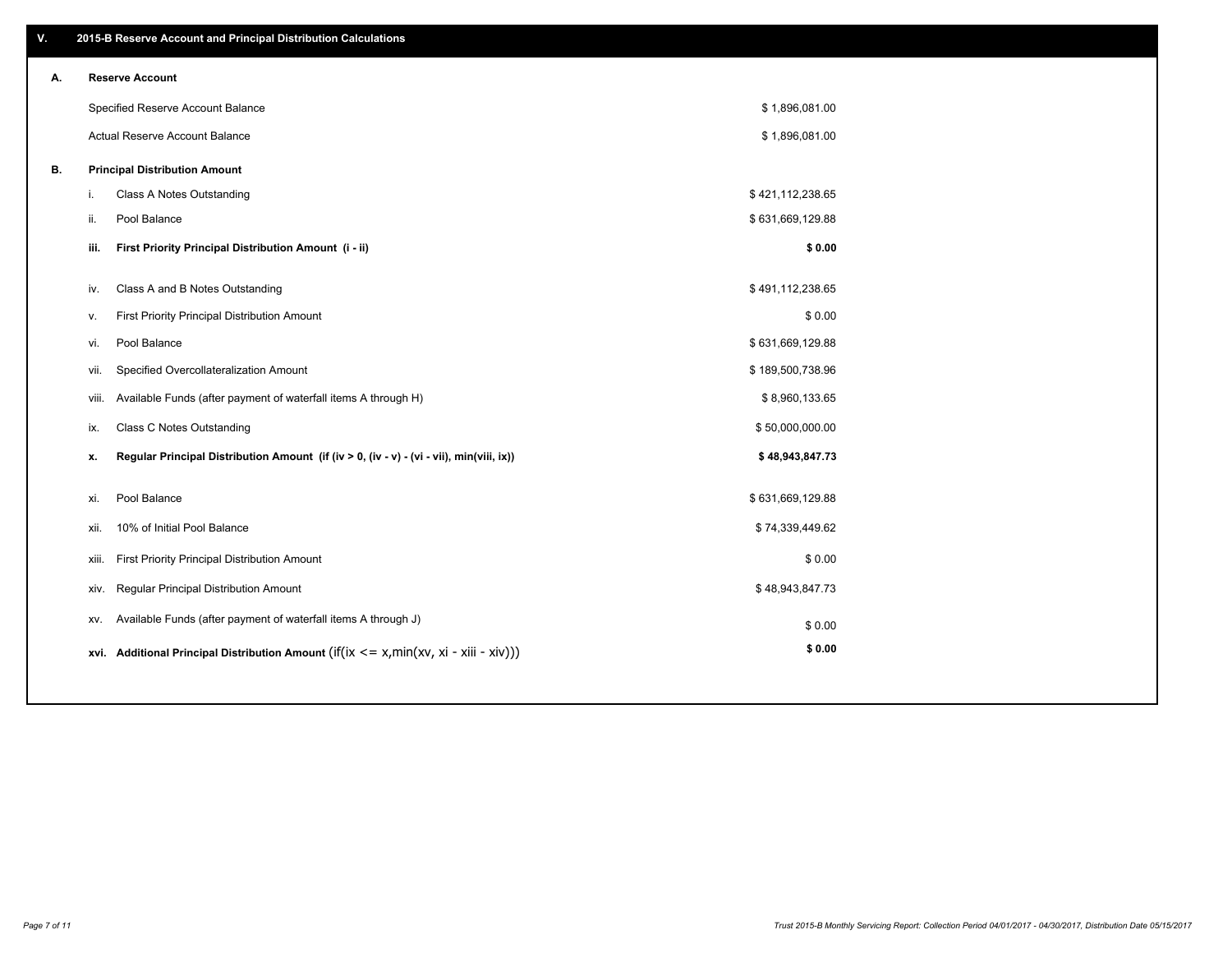## V. 2015-B Reserve Account and Principal Distribution Calculations

### A. Reserve Account

| | |
|---|---|
| Specified Reserve Account Balance | $ 1,896,081.00 |
| Actual Reserve Account Balance | $ 1,896,081.00 |

### B. Principal Distribution Amount

| | | |
|---|---|---|
| i. | Class A Notes Outstanding | $ 421,112,238.65 |
| ii. | Pool Balance | $ 631,669,129.88 |
| **iii.** | **First Priority Principal Distribution Amount (i - ii)** | **$ 0.00** |
| iv. | Class A and B Notes Outstanding | $ 491,112,238.65 |
| v. | First Priority Principal Distribution Amount | $ 0.00 |
| vi. | Pool Balance | $ 631,669,129.88 |
| vii. | Specified Overcollateralization Amount | $ 189,500,738.96 |
| viii. | Available Funds (after payment of waterfall items A through H) | $ 8,960,133.65 |
| ix. | Class C Notes Outstanding | $ 50,000,000.00 |
| **x.** | **Regular Principal Distribution Amount (if (iv > 0, (iv - v) - (vi - vii), min(viii, ix))** | **$ 48,943,847.73** |
| xi. | Pool Balance | $ 631,669,129.88 |
| xii. | 10% of Initial Pool Balance | $ 74,339,449.62 |
| xiii. | First Priority Principal Distribution Amount | $ 0.00 |
| xiv. | Regular Principal Distribution Amount | $ 48,943,847.73 |
| xv. | Available Funds (after payment of waterfall items A through J) | $ 0.00 |
| **xvi.** | **Additional Principal Distribution Amount** (if(ix <= x,min(xv, xi - xiii - xiv))) | **$ 0.00** |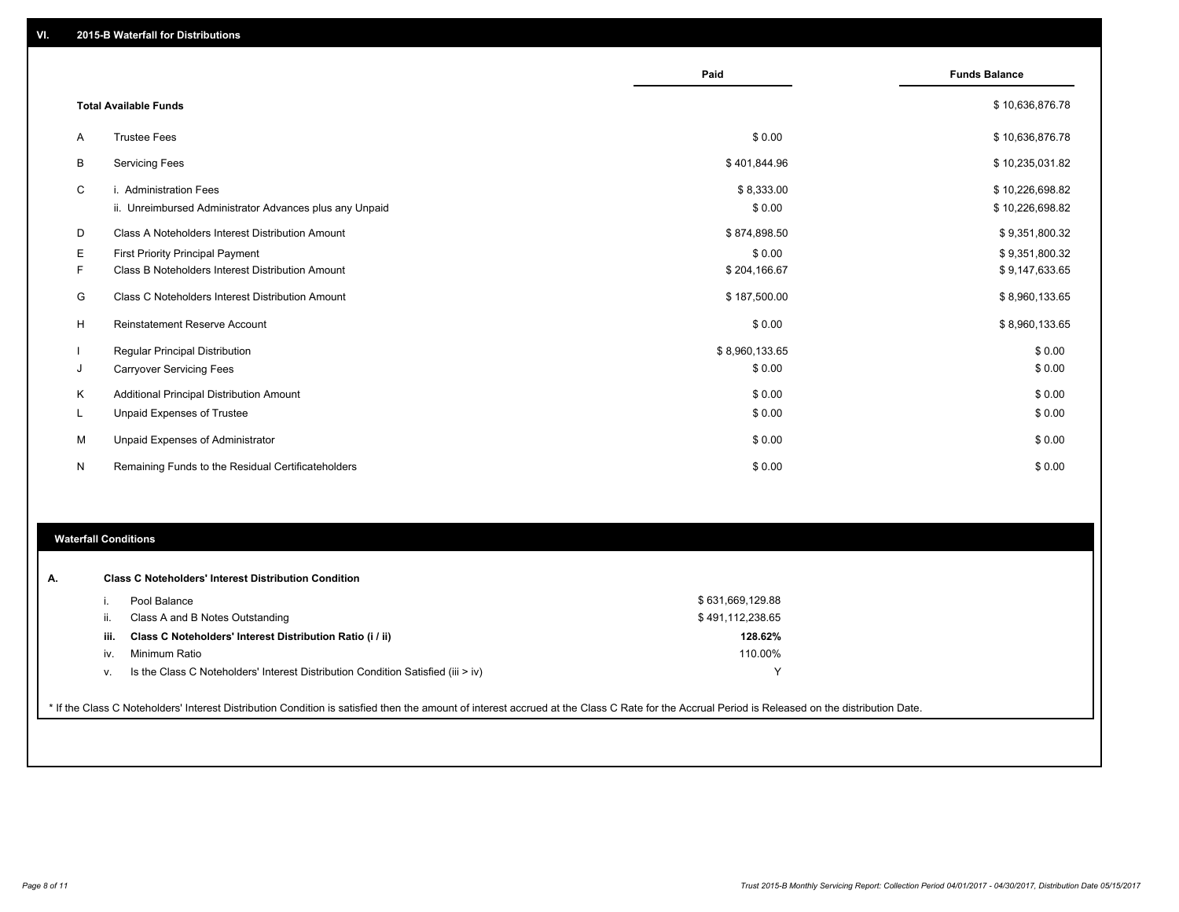## VI. 2015-B Waterfall for Distributions

| | | Paid | Funds Balance |
|---|---|---|---|
| | **Total Available Funds** | | $ 10,636,876.78 |
| A | Trustee Fees | $ 0.00 | $ 10,636,876.78 |
| B | Servicing Fees | $ 401,844.96 | $ 10,235,031.82 |
| C | i. Administration Fees | $ 8,333.00 | $ 10,226,698.82 |
| | ii. Unreimbursed Administrator Advances plus any Unpaid | $ 0.00 | $ 10,226,698.82 |
| D | Class A Noteholders Interest Distribution Amount | $ 874,898.50 | $ 9,351,800.32 |
| E | First Priority Principal Payment | $ 0.00 | $ 9,351,800.32 |
| F | Class B Noteholders Interest Distribution Amount | $ 204,166.67 | $ 9,147,633.65 |
| G | Class C Noteholders Interest Distribution Amount | $ 187,500.00 | $ 8,960,133.65 |
| H | Reinstatement Reserve Account | $ 0.00 | $ 8,960,133.65 |
| I | Regular Principal Distribution | $ 8,960,133.65 | $ 0.00 |
| J | Carryover Servicing Fees | $ 0.00 | $ 0.00 |
| K | Additional Principal Distribution Amount | $ 0.00 | $ 0.00 |
| L | Unpaid Expenses of Trustee | $ 0.00 | $ 0.00 |
| M | Unpaid Expenses of Administrator | $ 0.00 | $ 0.00 |
| N | Remaining Funds to the Residual Certificateholders | $ 0.00 | $ 0.00 |

## Waterfall Conditions

**A. Class C Noteholders' Interest Distribution Condition**

| | | |
|---|---|---|
| i. | Pool Balance | $ 631,669,129.88 |
| ii. | Class A and B Notes Outstanding | $ 491,112,238.65 |
| **iii.** | **Class C Noteholders' Interest Distribution Ratio (i / ii)** | **128.62%** |
| iv. | Minimum Ratio | 110.00% |
| v. | Is the Class C Noteholders' Interest Distribution Condition Satisfied (iii > iv) | Y |

* If the Class C Noteholders' Interest Distribution Condition is satisfied then the amount of interest accrued at the Class C Rate for the Accrual Period is Released on the distribution Date.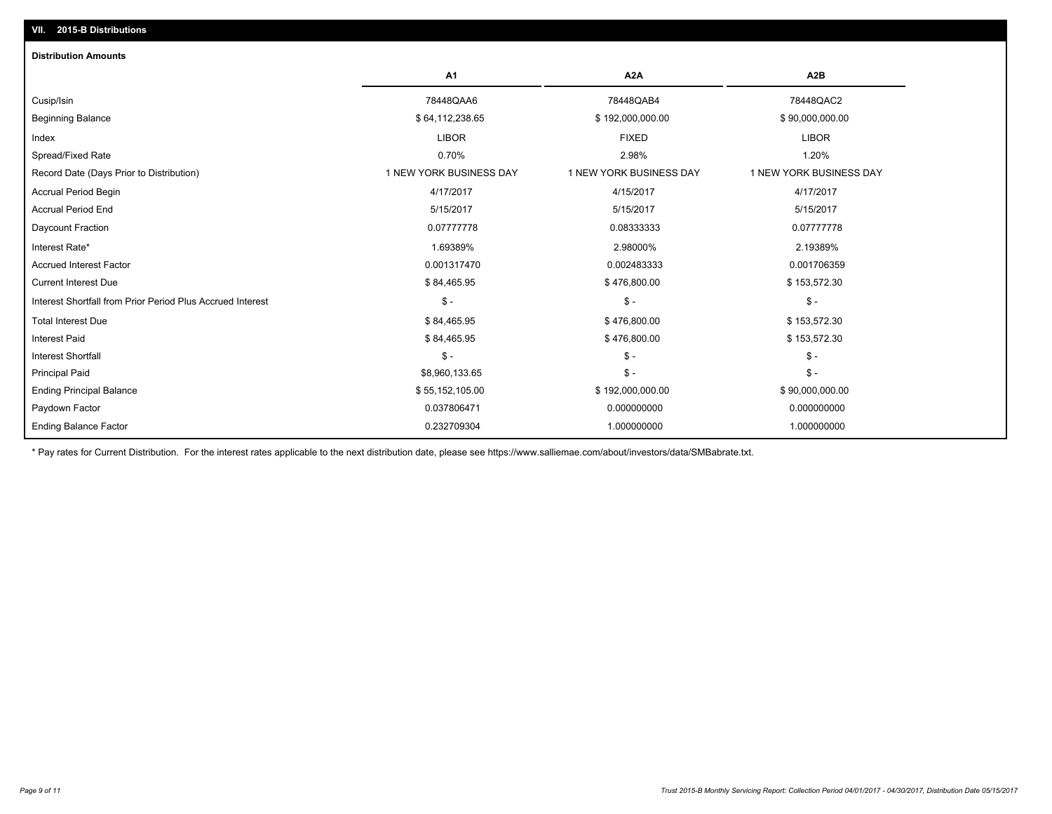## VII. 2015-B Distributions

### Distribution Amounts

| | A1 | A2A | A2B |
|---|---|---|---|
| Cusip/Isin | 78448QAA6 | 78448QAB4 | 78448QAC2 |
| Beginning Balance | $ 64,112,238.65 | $ 192,000,000.00 | $ 90,000,000.00 |
| Index | LIBOR | FIXED | LIBOR |
| Spread/Fixed Rate | 0.70% | 2.98% | 1.20% |
| Record Date (Days Prior to Distribution) | 1 NEW YORK BUSINESS DAY | 1 NEW YORK BUSINESS DAY | 1 NEW YORK BUSINESS DAY |
| Accrual Period Begin | 4/17/2017 | 4/15/2017 | 4/17/2017 |
| Accrual Period End | 5/15/2017 | 5/15/2017 | 5/15/2017 |
| Daycount Fraction | 0.07777778 | 0.08333333 | 0.07777778 |
| Interest Rate* | 1.69389% | 2.98000% | 2.19389% |
| Accrued Interest Factor | 0.001317470 | 0.002483333 | 0.001706359 |
| Current Interest Due | $ 84,465.95 | $ 476,800.00 | $ 153,572.30 |
| Interest Shortfall from Prior Period Plus Accrued Interest | $ - | $ - | $ - |
| Total Interest Due | $ 84,465.95 | $ 476,800.00 | $ 153,572.30 |
| Interest Paid | $ 84,465.95 | $ 476,800.00 | $ 153,572.30 |
| Interest Shortfall | $ - | $ - | $ - |
| Principal Paid | $8,960,133.65 | $ - | $ - |
| Ending Principal Balance | $ 55,152,105.00 | $ 192,000,000.00 | $ 90,000,000.00 |
| Paydown Factor | 0.037806471 | 0.000000000 | 0.000000000 |
| Ending Balance Factor | 0.232709304 | 1.000000000 | 1.000000000 |

* Pay rates for Current Distribution. For the interest rates applicable to the next distribution date, please see https://www.salliemae.com/about/investors/data/SMBabrate.txt.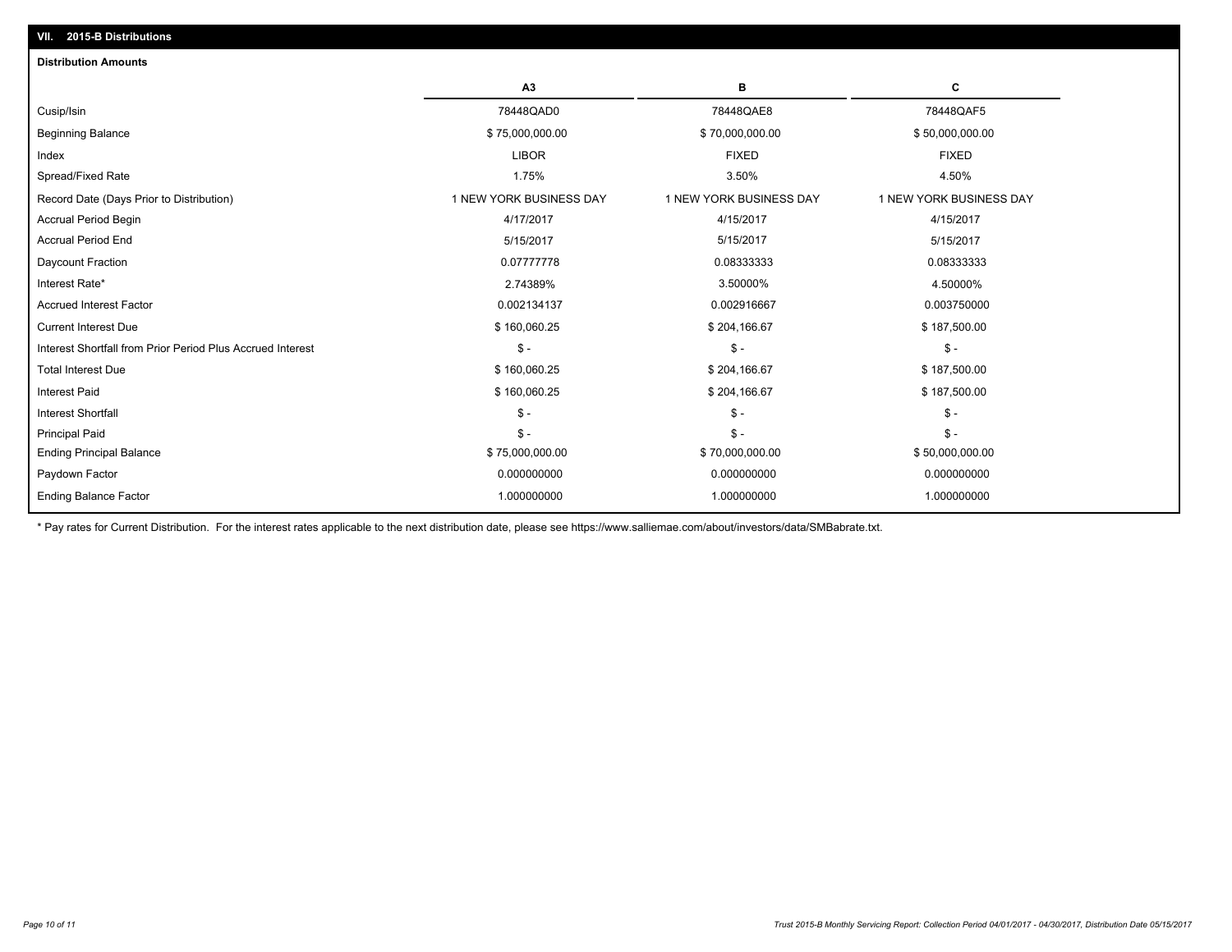## VII. 2015-B Distributions

### Distribution Amounts

| | A3 | B | C |
|---|---|---|---|
| Cusip/Isin | 78448QAD0 | 78448QAE8 | 78448QAF5 |
| Beginning Balance | $ 75,000,000.00 | $ 70,000,000.00 | $ 50,000,000.00 |
| Index | LIBOR | FIXED | FIXED |
| Spread/Fixed Rate | 1.75% | 3.50% | 4.50% |
| Record Date (Days Prior to Distribution) | 1 NEW YORK BUSINESS DAY | 1 NEW YORK BUSINESS DAY | 1 NEW YORK BUSINESS DAY |
| Accrual Period Begin | 4/17/2017 | 4/15/2017 | 4/15/2017 |
| Accrual Period End | 5/15/2017 | 5/15/2017 | 5/15/2017 |
| Daycount Fraction | 0.07777778 | 0.08333333 | 0.08333333 |
| Interest Rate* | 2.74389% | 3.50000% | 4.50000% |
| Accrued Interest Factor | 0.002134137 | 0.002916667 | 0.003750000 |
| Current Interest Due | $ 160,060.25 | $ 204,166.67 | $ 187,500.00 |
| Interest Shortfall from Prior Period Plus Accrued Interest | $ - | $ - | $ - |
| Total Interest Due | $ 160,060.25 | $ 204,166.67 | $ 187,500.00 |
| Interest Paid | $ 160,060.25 | $ 204,166.67 | $ 187,500.00 |
| Interest Shortfall | $ - | $ - | $ - |
| Principal Paid | $ - | $ - | $ - |
| Ending Principal Balance | $ 75,000,000.00 | $ 70,000,000.00 | $ 50,000,000.00 |
| Paydown Factor | 0.000000000 | 0.000000000 | 0.000000000 |
| Ending Balance Factor | 1.000000000 | 1.000000000 | 1.000000000 |

* Pay rates for Current Distribution. For the interest rates applicable to the next distribution date, please see https://www.salliemae.com/about/investors/data/SMBabrate.txt.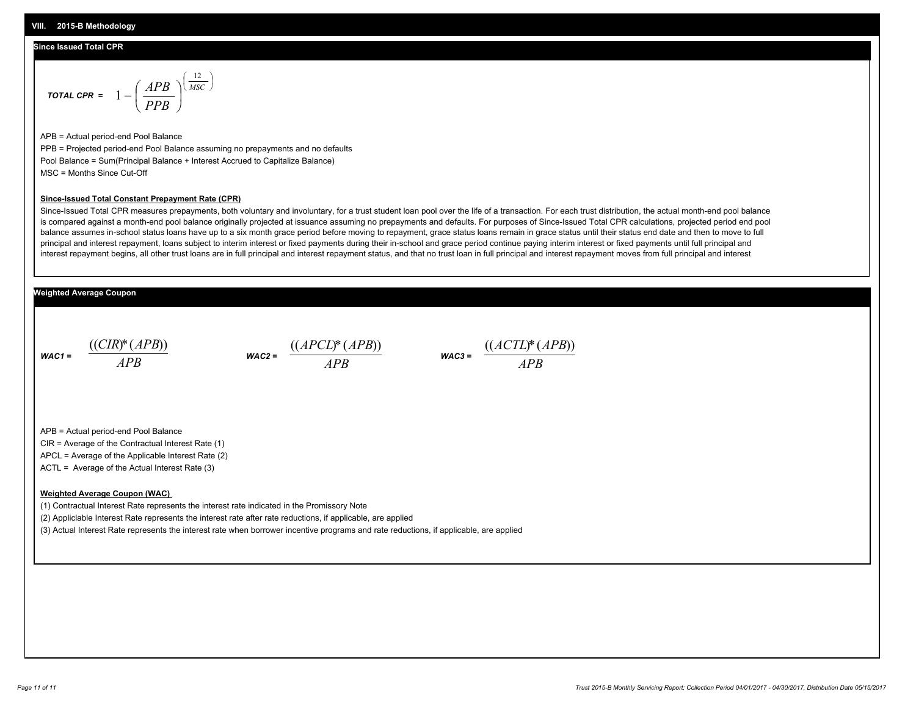## VIII. 2015-B Methodology

### Since Issued Total CPR

$$\textit{TOTAL CPR} = 1 - \left(\frac{APB}{PPB}\right)^{\left(\frac{12}{MSC}\right)}$$

APB = Actual period-end Pool Balance

PPB = Projected period-end Pool Balance assuming no prepayments and no defaults

Pool Balance = Sum(Principal Balance + Interest Accrued to Capitalize Balance)

MSC = Months Since Cut-Off

**Since-Issued Total Constant Prepayment Rate (CPR)**

Since-Issued Total CPR measures prepayments, both voluntary and involuntary, for a trust student loan pool over the life of a transaction. For each trust distribution, the actual month-end pool balance is compared against a month-end pool balance originally projected at issuance assuming no prepayments and defaults. For purposes of Since-Issued Total CPR calculations, projected period end pool balance assumes in-school status loans have up to a six month grace period before moving to repayment, grace status loans remain in grace status until their status end date and then to move to full principal and interest repayment, loans subject to interim interest or fixed payments during their in-school and grace period continue paying interim interest or fixed payments until full principal and interest repayment begins, all other trust loans are in full principal and interest repayment status, and that no trust loan in full principal and interest repayment moves from full principal and interest

### Weighted Average Coupon

$$\textit{WAC1} = \frac{((CIR)*(APB))}{APB} \qquad \textit{WAC2} = \frac{((APCL)*(APB))}{APB} \qquad \textit{WAC3} = \frac{((ACTL)*(APB))}{APB}$$

APB = Actual period-end Pool Balance

CIR = Average of the Contractual Interest Rate (1)

APCL = Average of the Applicable Interest Rate (2)

ACTL = Average of the Actual Interest Rate (3)

**Weighted Average Coupon (WAC)**

(1) Contractual Interest Rate represents the interest rate indicated in the Promissory Note

(2) Appliclable Interest Rate represents the interest rate after rate reductions, if applicable, are applied

(3) Actual Interest Rate represents the interest rate when borrower incentive programs and rate reductions, if applicable, are applied